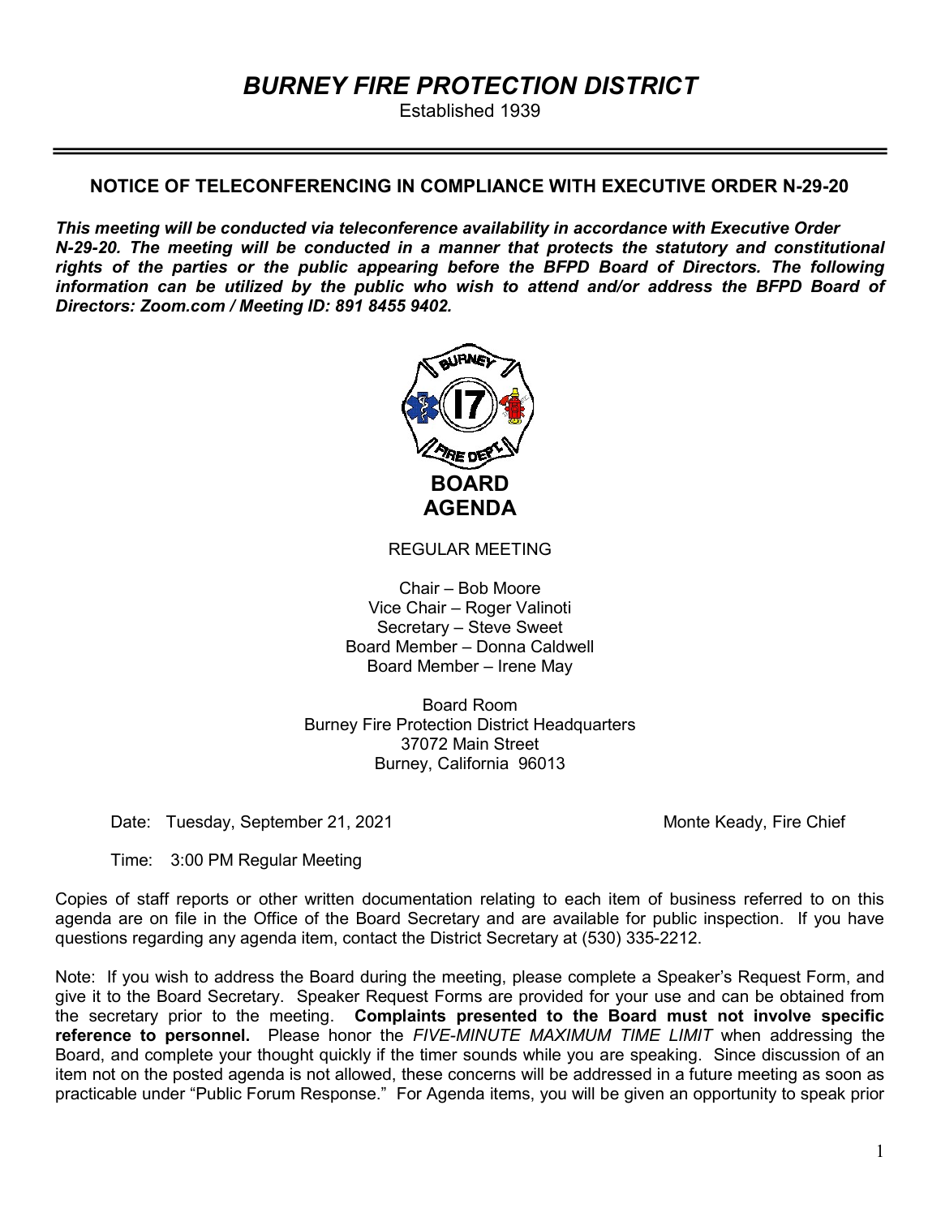# *BURNEY FIRE PROTECTION DISTRICT*

Established 1939

---

## NOTICE OF TELECONFERENCING IN COMPLIANCE WITH EXECUTIVE ORDER N-29-20

***This meeting will be conducted via teleconference availability in accordance with Executive Order N-29-20. The meeting will be conducted in a manner that protects the statutory and constitutional rights of the parties or the public appearing before the BFPD Board of Directors. The following information can be utilized by the public who wish to attend and/or address the BFPD Board of Directors: Zoom.com / Meeting ID: 891 8455 9402.***

## BOARD AGENDA

REGULAR MEETING

Chair – Bob Moore
Vice Chair – Roger Valinoti
Secretary – Steve Sweet
Board Member – Donna Caldwell
Board Member – Irene May

Board Room
Burney Fire Protection District Headquarters
37072 Main Street
Burney, California 96013

Date: Tuesday, September 21, 2021

Monte Keady, Fire Chief

Time: 3:00 PM Regular Meeting

Copies of staff reports or other written documentation relating to each item of business referred to on this agenda are on file in the Office of the Board Secretary and are available for public inspection. If you have questions regarding any agenda item, contact the District Secretary at (530) 335-2212.

Note: If you wish to address the Board during the meeting, please complete a Speaker's Request Form, and give it to the Board Secretary. Speaker Request Forms are provided for your use and can be obtained from the secretary prior to the meeting. **Complaints presented to the Board must not involve specific reference to personnel.** Please honor the *FIVE-MINUTE MAXIMUM TIME LIMIT* when addressing the Board, and complete your thought quickly if the timer sounds while you are speaking. Since discussion of an item not on the posted agenda is not allowed, these concerns will be addressed in a future meeting as soon as practicable under "Public Forum Response." For Agenda items, you will be given an opportunity to speak prior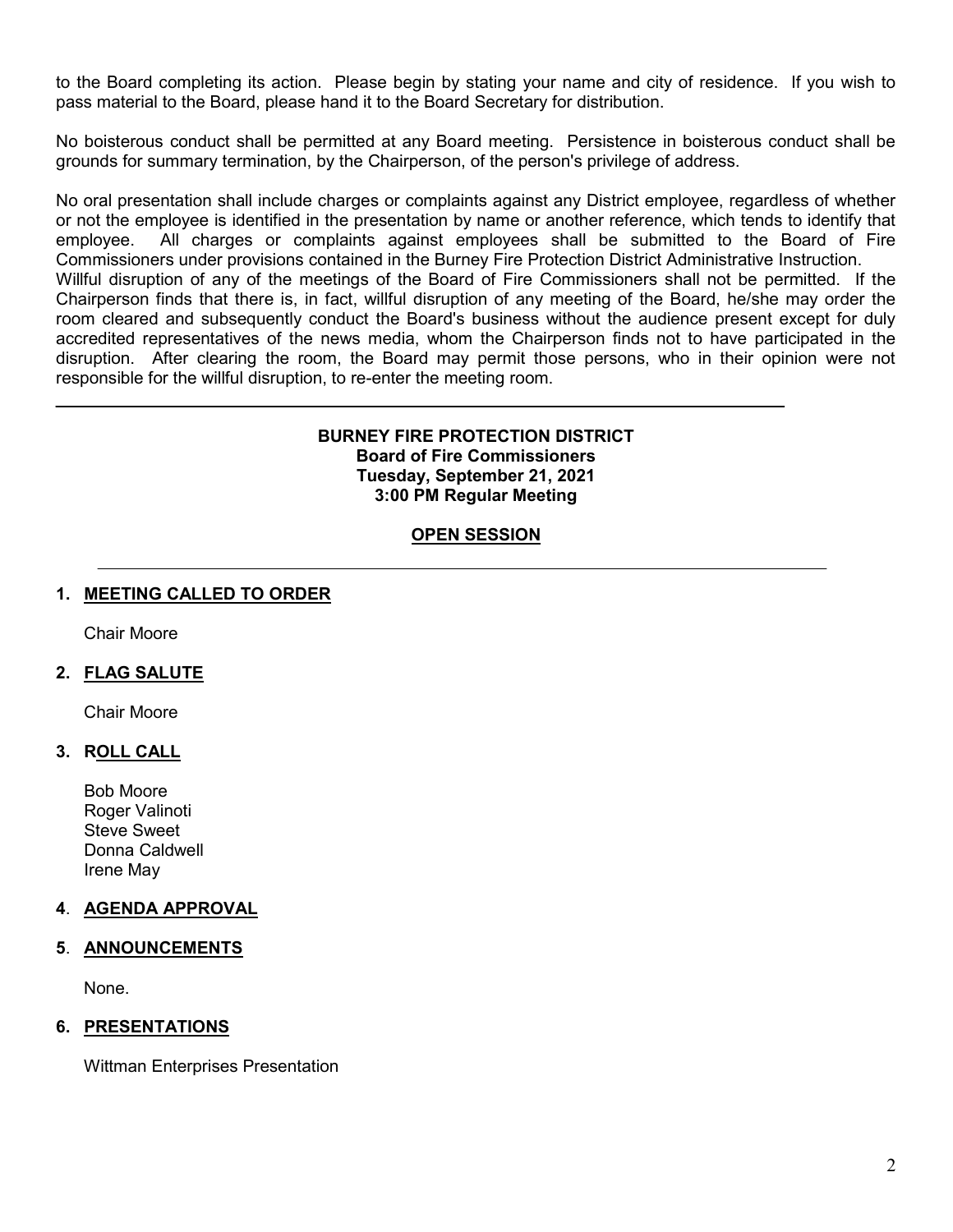to the Board completing its action. Please begin by stating your name and city of residence. If you wish to pass material to the Board, please hand it to the Board Secretary for distribution.

No boisterous conduct shall be permitted at any Board meeting. Persistence in boisterous conduct shall be grounds for summary termination, by the Chairperson, of the person's privilege of address.

No oral presentation shall include charges or complaints against any District employee, regardless of whether or not the employee is identified in the presentation by name or another reference, which tends to identify that employee. All charges or complaints against employees shall be submitted to the Board of Fire Commissioners under provisions contained in the Burney Fire Protection District Administrative Instruction.
Willful disruption of any of the meetings of the Board of Fire Commissioners shall not be permitted. If the Chairperson finds that there is, in fact, willful disruption of any meeting of the Board, he/she may order the room cleared and subsequently conduct the Board's business without the audience present except for duly accredited representatives of the news media, whom the Chairperson finds not to have participated in the disruption. After clearing the room, the Board may permit those persons, who in their opinion were not responsible for the willful disruption, to re-enter the meeting room.

---

**BURNEY FIRE PROTECTION DISTRICT**
**Board of Fire Commissioners**
**Tuesday, September 21, 2021**
**3:00 PM Regular Meeting**

## OPEN SESSION

---

### 1. MEETING CALLED TO ORDER

Chair Moore

### 2. FLAG SALUTE

Chair Moore

### 3. ROLL CALL

Bob Moore
Roger Valinoti
Steve Sweet
Donna Caldwell
Irene May

### 4. AGENDA APPROVAL

### 5. ANNOUNCEMENTS

None.

### 6. PRESENTATIONS

Wittman Enterprises Presentation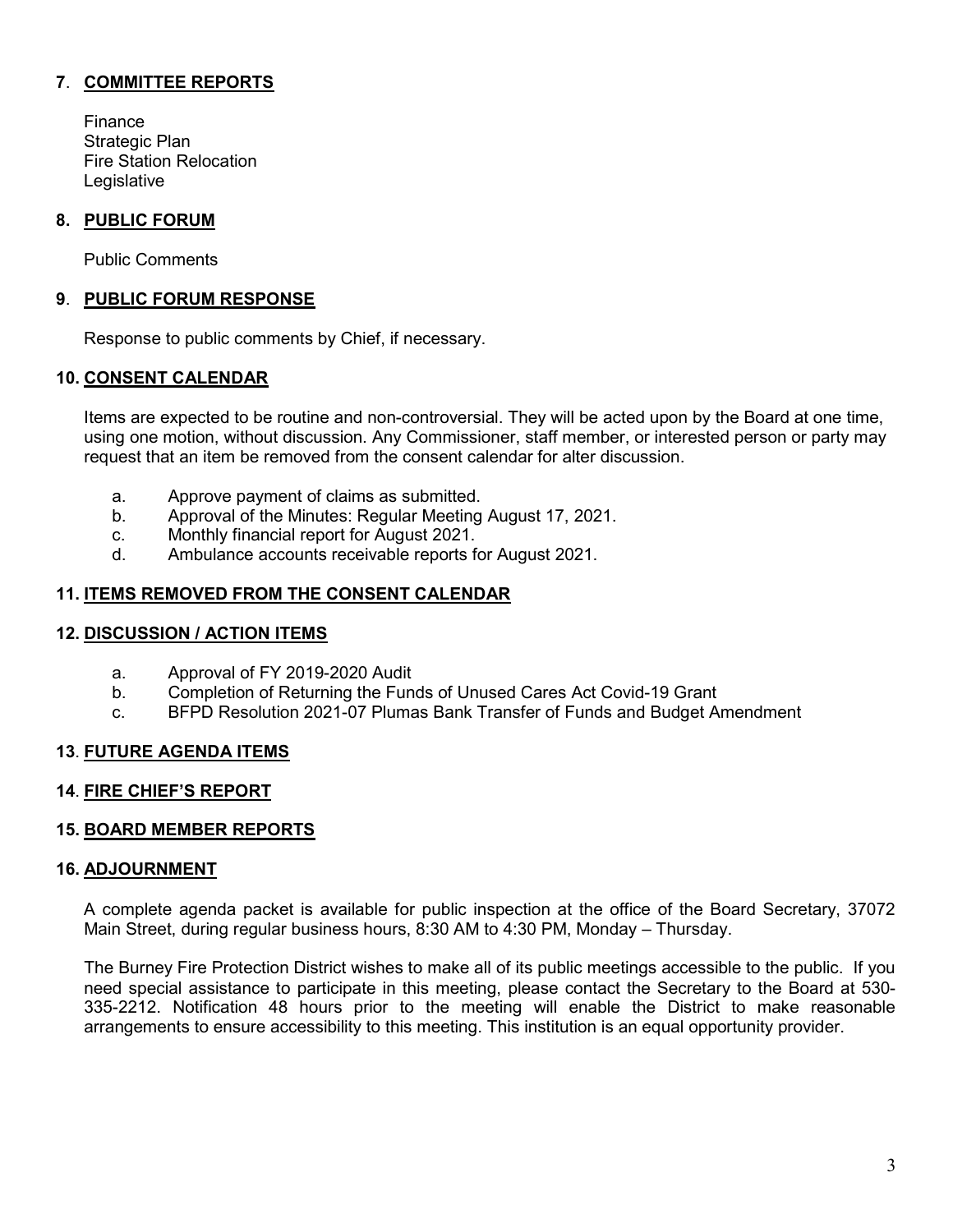## 7. COMMITTEE REPORTS

Finance
Strategic Plan
Fire Station Relocation
Legislative

## 8. PUBLIC FORUM

Public Comments

## 9. PUBLIC FORUM RESPONSE

Response to public comments by Chief, if necessary.

## 10. CONSENT CALENDAR

Items are expected to be routine and non-controversial. They will be acted upon by the Board at one time, using one motion, without discussion. Any Commissioner, staff member, or interested person or party may request that an item be removed from the consent calendar for alter discussion.

a. Approve payment of claims as submitted.
b. Approval of the Minutes: Regular Meeting August 17, 2021.
c. Monthly financial report for August 2021.
d. Ambulance accounts receivable reports for August 2021.

## 11. ITEMS REMOVED FROM THE CONSENT CALENDAR

## 12. DISCUSSION / ACTION ITEMS

a. Approval of FY 2019-2020 Audit
b. Completion of Returning the Funds of Unused Cares Act Covid-19 Grant
c. BFPD Resolution 2021-07 Plumas Bank Transfer of Funds and Budget Amendment

## 13. FUTURE AGENDA ITEMS

## 14. FIRE CHIEF'S REPORT

## 15. BOARD MEMBER REPORTS

## 16. ADJOURNMENT

A complete agenda packet is available for public inspection at the office of the Board Secretary, 37072 Main Street, during regular business hours, 8:30 AM to 4:30 PM, Monday – Thursday.

The Burney Fire Protection District wishes to make all of its public meetings accessible to the public. If you need special assistance to participate in this meeting, please contact the Secretary to the Board at 530-335-2212. Notification 48 hours prior to the meeting will enable the District to make reasonable arrangements to ensure accessibility to this meeting. This institution is an equal opportunity provider.